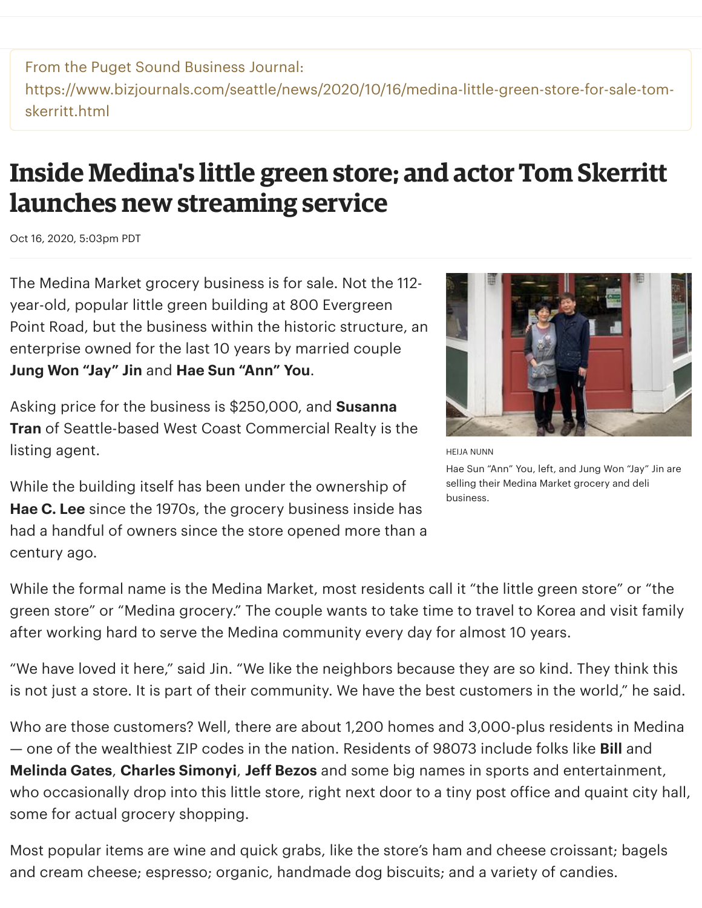From the Puget Sound Business Journal:
https://www.bizjournals.com/seattle/news/2020/10/16/medina-little-green-store-for-sale-tom-skerritt.html

# Inside Medina's little green store; and actor Tom Skerritt launches new streaming service

Oct 16, 2020, 5:03pm PDT

The Medina Market grocery business is for sale. Not the 112-year-old, popular little green building at 800 Evergreen Point Road, but the business within the historic structure, an enterprise owned for the last 10 years by married couple **Jung Won "Jay" Jin** and **Hae Sun "Ann" You**.

HEIJA NUNN

Hae Sun "Ann" You, left, and Jung Won "Jay" Jin are selling their Medina Market grocery and deli business.

Asking price for the business is $250,000, and **Susanna Tran** of Seattle-based West Coast Commercial Realty is the listing agent.

While the building itself has been under the ownership of **Hae C. Lee** since the 1970s, the grocery business inside has had a handful of owners since the store opened more than a century ago.

While the formal name is the Medina Market, most residents call it "the little green store" or "the green store" or "Medina grocery." The couple wants to take time to travel to Korea and visit family after working hard to serve the Medina community every day for almost 10 years.

"We have loved it here," said Jin. "We like the neighbors because they are so kind. They think this is not just a store. It is part of their community. We have the best customers in the world," he said.

Who are those customers? Well, there are about 1,200 homes and 3,000-plus residents in Medina — one of the wealthiest ZIP codes in the nation. Residents of 98073 include folks like **Bill** and **Melinda Gates**, **Charles Simonyi**, **Jeff Bezos** and some big names in sports and entertainment, who occasionally drop into this little store, right next door to a tiny post office and quaint city hall, some for actual grocery shopping.

Most popular items are wine and quick grabs, like the store's ham and cheese croissant; bagels and cream cheese; espresso; organic, handmade dog biscuits; and a variety of candies.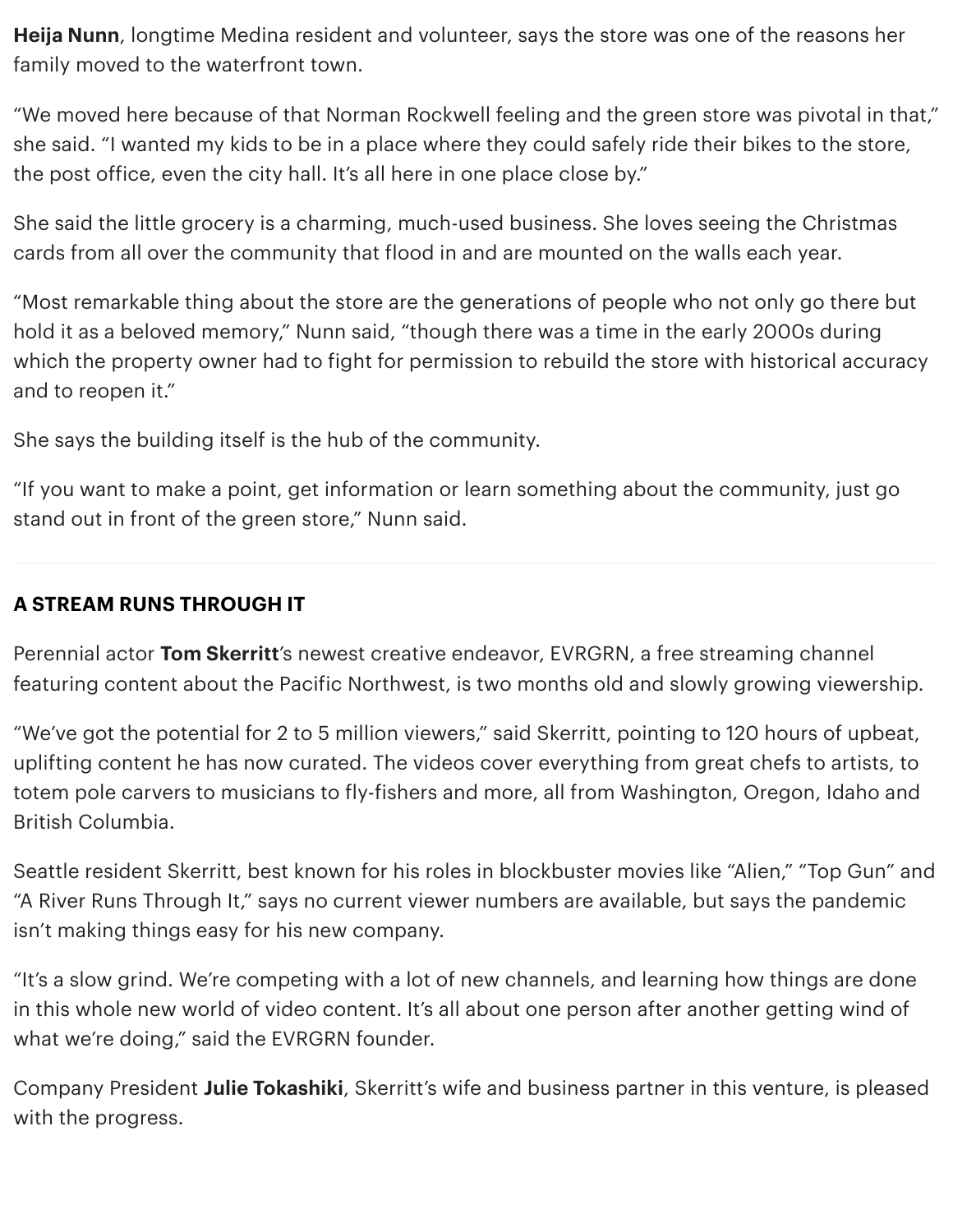**Heija Nunn**, longtime Medina resident and volunteer, says the store was one of the reasons her family moved to the waterfront town.

"We moved here because of that Norman Rockwell feeling and the green store was pivotal in that," she said. "I wanted my kids to be in a place where they could safely ride their bikes to the store, the post office, even the city hall. It's all here in one place close by."

She said the little grocery is a charming, much-used business. She loves seeing the Christmas cards from all over the community that flood in and are mounted on the walls each year.

"Most remarkable thing about the store are the generations of people who not only go there but hold it as a beloved memory," Nunn said, "though there was a time in the early 2000s during which the property owner had to fight for permission to rebuild the store with historical accuracy and to reopen it."

She says the building itself is the hub of the community.

"If you want to make a point, get information or learn something about the community, just go stand out in front of the green store," Nunn said.

---

**A STREAM RUNS THROUGH IT**

Perennial actor **Tom Skerritt**'s newest creative endeavor, EVRGRN, a free streaming channel featuring content about the Pacific Northwest, is two months old and slowly growing viewership.

"We've got the potential for 2 to 5 million viewers," said Skerritt, pointing to 120 hours of upbeat, uplifting content he has now curated. The videos cover everything from great chefs to artists, to totem pole carvers to musicians to fly-fishers and more, all from Washington, Oregon, Idaho and British Columbia.

Seattle resident Skerritt, best known for his roles in blockbuster movies like "Alien," "Top Gun" and "A River Runs Through It," says no current viewer numbers are available, but says the pandemic isn't making things easy for his new company.

"It's a slow grind. We're competing with a lot of new channels, and learning how things are done in this whole new world of video content. It's all about one person after another getting wind of what we're doing," said the EVRGRN founder.

Company President **Julie Tokashiki**, Skerritt's wife and business partner in this venture, is pleased with the progress.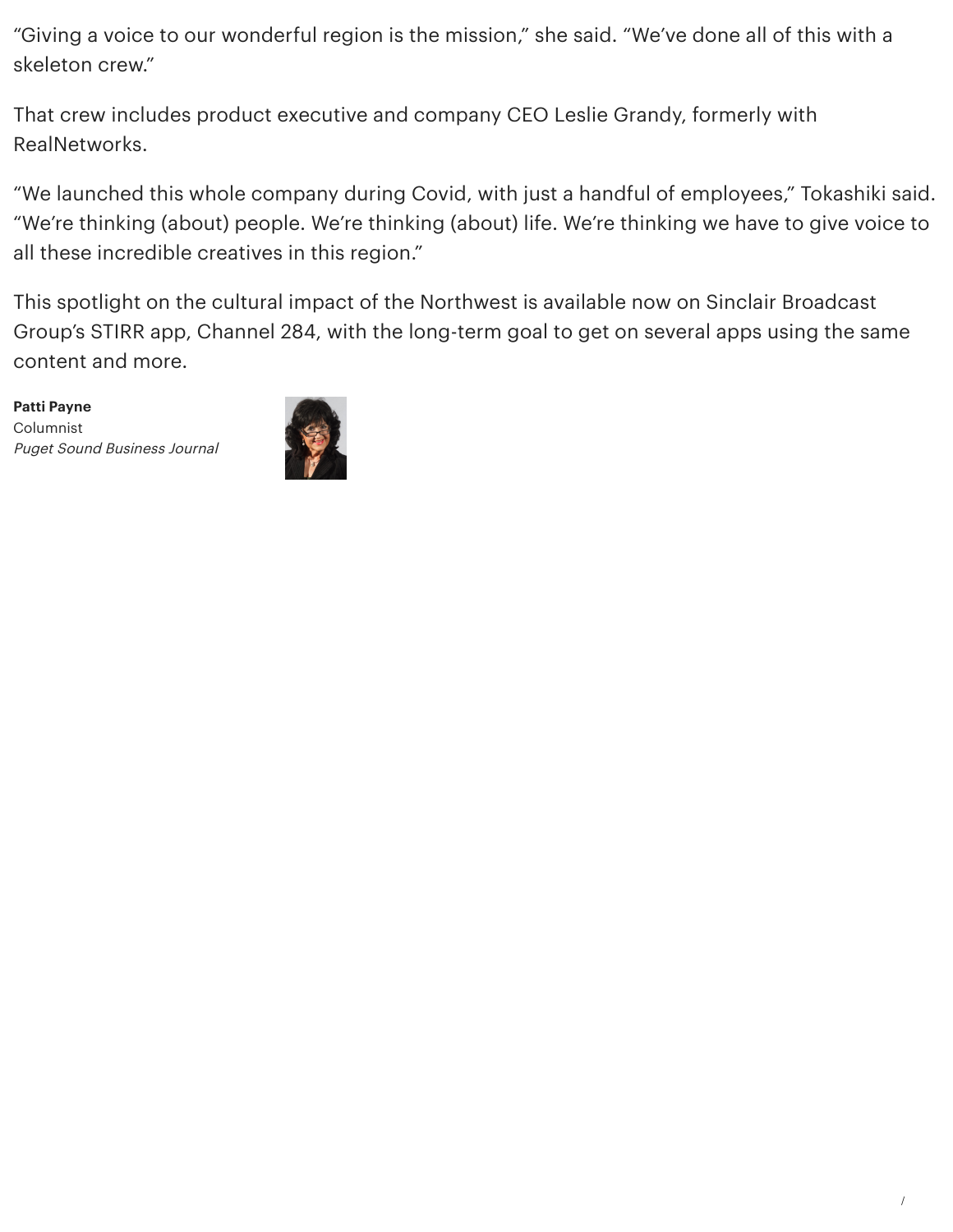"Giving a voice to our wonderful region is the mission," she said. "We've done all of this with a skeleton crew."

That crew includes product executive and company CEO Leslie Grandy, formerly with RealNetworks.

"We launched this whole company during Covid, with just a handful of employees," Tokashiki said. "We're thinking (about) people. We're thinking (about) life. We're thinking we have to give voice to all these incredible creatives in this region."

This spotlight on the cultural impact of the Northwest is available now on Sinclair Broadcast Group's STIRR app, Channel 284, with the long-term goal to get on several apps using the same content and more.

**Patti Payne**
Columnist
*Puget Sound Business Journal*